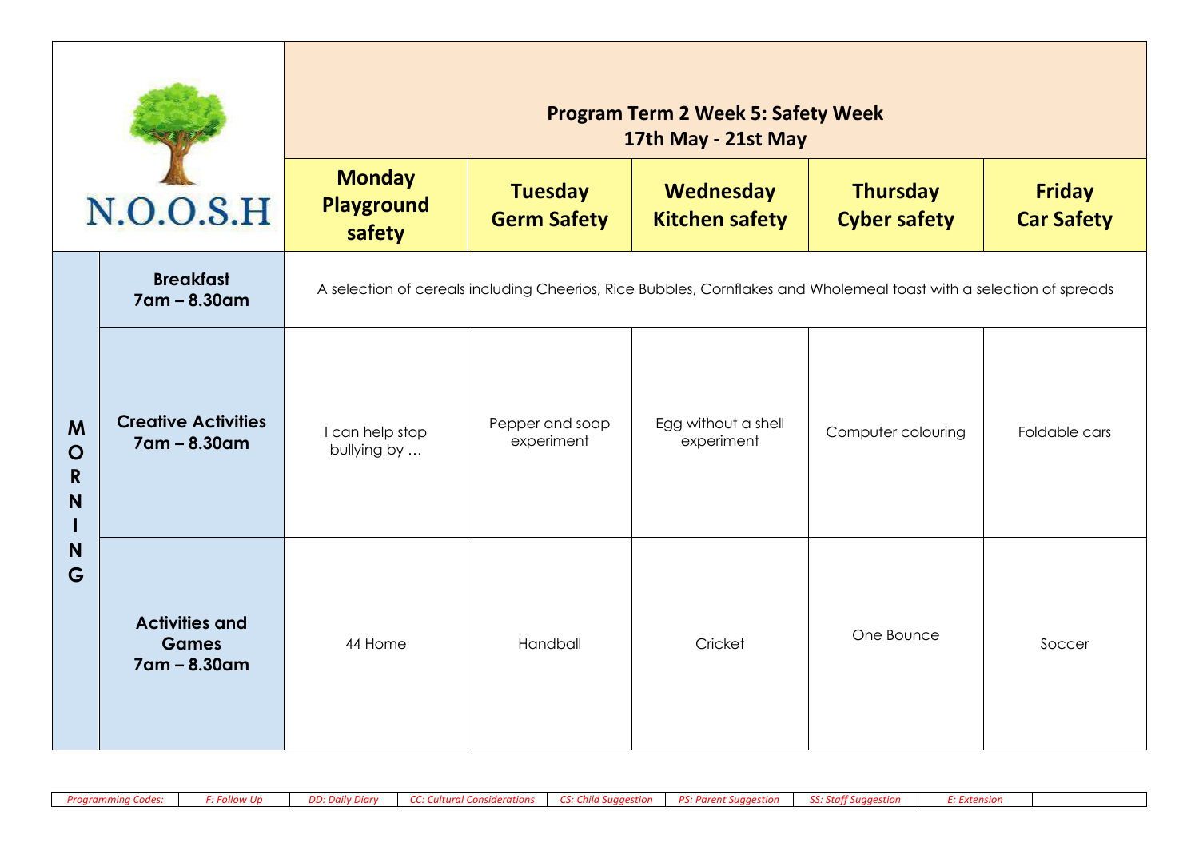| N.O.O.S.H | | **Program Term 2 Week 5: Safety Week**<br>**17th May - 21st May** | | | | |
|---|---|---|---|---|---|---|
| | | **Monday**<br>**Playground safety** | **Tuesday**<br>**Germ Safety** | **Wednesday**<br>**Kitchen safety** | **Thursday**<br>**Cyber safety** | **Friday**<br>**Car Safety** |
| **MORNING** | **Breakfast**<br>**7am – 8.30am** | A selection of cereals including Cheerios, Rice Bubbles, Cornflakes and Wholemeal toast with a selection of spreads | | | | |
| | **Creative Activities**<br>**7am – 8.30am** | I can help stop bullying by … | Pepper and soap experiment | Egg without a shell experiment | Computer colouring | Foldable cars |
| | **Activities and Games**<br>**7am – 8.30am** | 44 Home | Handball | Cricket | One Bounce | Soccer |

| *Programming Codes:* | *F: Follow Up* | *DD: Daily Diary* | *CC: Cultural Considerations* | *CS: Child Suggestion* | *PS: Parent Suggestion* | *SS: Staff Suggestion* | *E: Extension* | |
|---|---|---|---|---|---|---|---|---|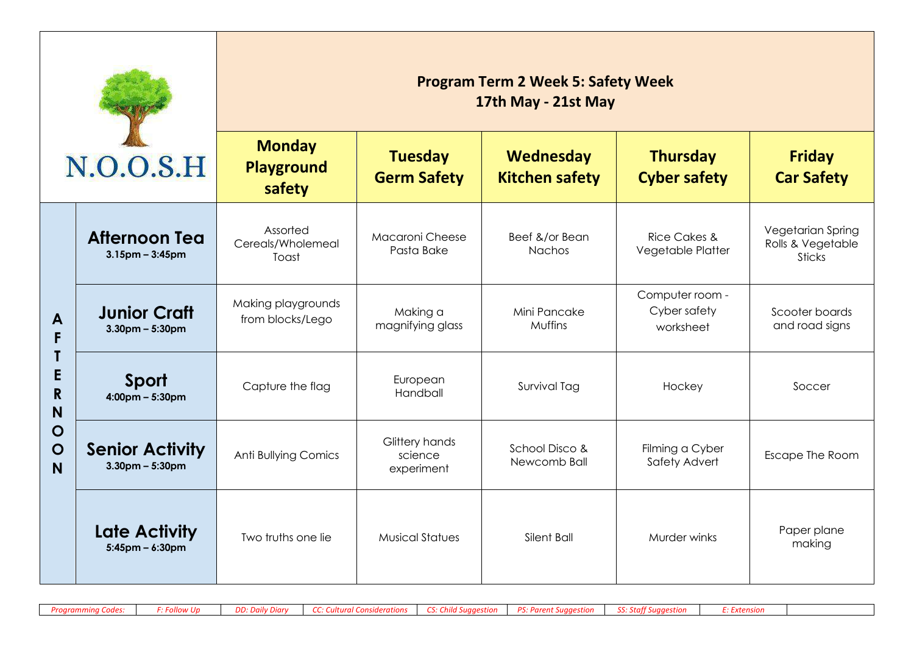# Program Term 2 Week 5: Safety Week

## 17th May - 21st May

N.O.O.S.H

| AFTERNOON | Monday Playground safety | Tuesday Germ Safety | Wednesday Kitchen safety | Thursday Cyber safety | Friday Car Safety |
|---|---|---|---|---|---|
| **Afternoon Tea** 3.15pm – 3:45pm | Assorted Cereals/Wholemeal Toast | Macaroni Cheese Pasta Bake | Beef &/or Bean Nachos | Rice Cakes & Vegetable Platter | Vegetarian Spring Rolls & Vegetable Sticks |
| **Junior Craft** 3.30pm – 5:30pm | Making playgrounds from blocks/Lego | Making a magnifying glass | Mini Pancake Muffins | Computer room - Cyber safety worksheet | Scooter boards and road signs |
| **Sport** 4:00pm – 5:30pm | Capture the flag | European Handball | Survival Tag | Hockey | Soccer |
| **Senior Activity** 3.30pm – 5:30pm | Anti Bullying Comics | Glittery hands science experiment | School Disco & Newcomb Ball | Filming a Cyber Safety Advert | Escape The Room |
| **Late Activity** 5:45pm – 6:30pm | Two truths one lie | Musical Statues | Silent Ball | Murder winks | Paper plane making |

| *Programming Codes:* | *F: Follow Up* | *DD: Daily Diary* | *CC: Cultural Considerations* | *CS: Child Suggestion* | *PS: Parent Suggestion* | *SS: Staff Suggestion* | *E: Extension* | |
|---|---|---|---|---|---|---|---|---|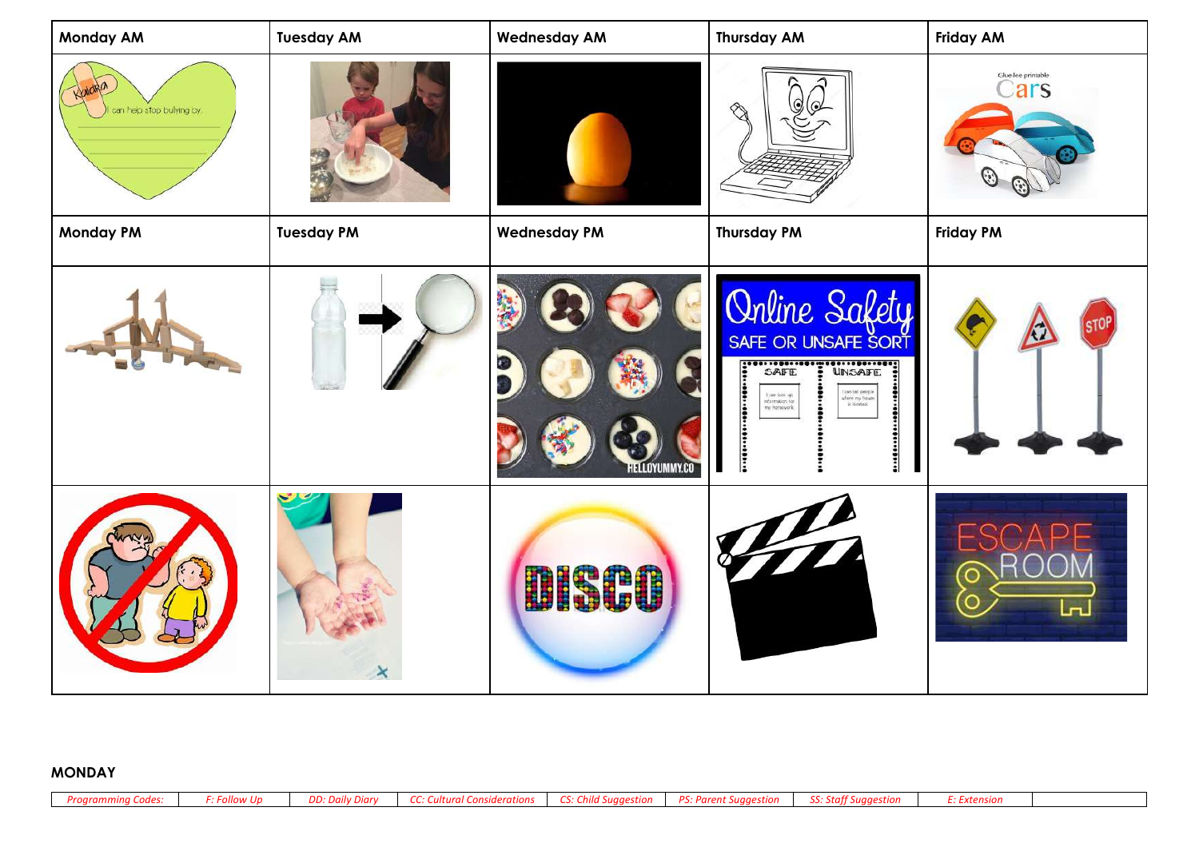| Monday AM | Tuesday AM | Wednesday AM | Thursday AM | Friday AM |
|---|---|---|---|---|
| Kaiaka<br>I can help stop bullying by | | | | Glue-lee printable<br>Cars |
| **Monday PM** | **Tuesday PM** | **Wednesday PM** | **Thursday PM** | **Friday PM** |
| | | HELLOYUMMY.CO | Online Safety<br>SAFE OR UNSAFE SORT<br>SAFE \| UNSAFE | STOP |
| | | DISCO | | ESCAPE ROOM |

**MONDAY**

| Programming Codes: | F: Follow Up | DD: Daily Diary | CC: Cultural Considerations | CS: Child Suggestion | PS: Parent Suggestion | SS: Staff Suggestion | E: Extension | |
|---|---|---|---|---|---|---|---|---|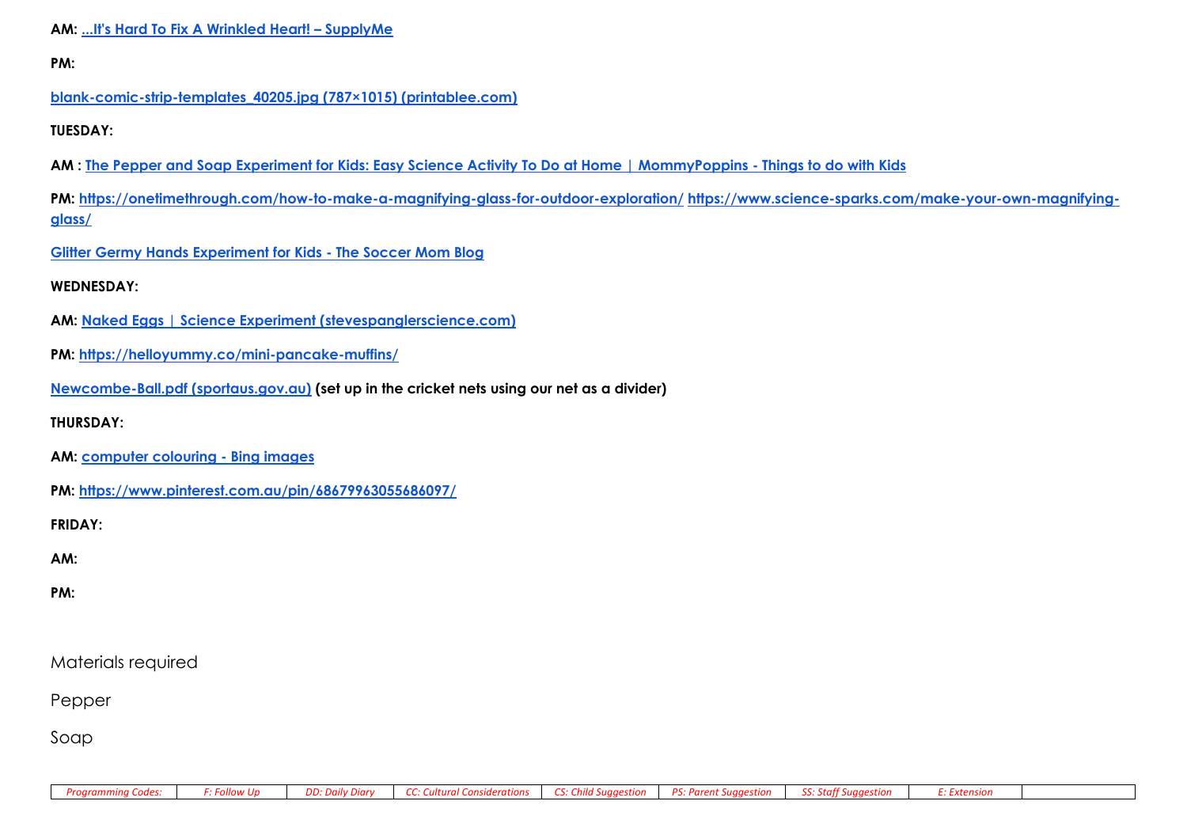**AM:** ...It's Hard To Fix A Wrinkled Heart! – SupplyMe

**PM:**

blank-comic-strip-templates_40205.jpg (787×1015) (printablee.com)

**TUESDAY:**

**AM :** The Pepper and Soap Experiment for Kids: Easy Science Activity To Do at Home | MommyPoppins - Things to do with Kids

**PM:** https://onetimethrough.com/how-to-make-a-magnifying-glass-for-outdoor-exploration/ https://www.science-sparks.com/make-your-own-magnifying-glass/

Glitter Germy Hands Experiment for Kids - The Soccer Mom Blog

**WEDNESDAY:**

**AM:** Naked Eggs | Science Experiment (stevespanglerscience.com)

**PM:** https://helloyummy.co/mini-pancake-muffins/

Newcombe-Ball.pdf (sportaus.gov.au) **(set up in the cricket nets using our net as a divider)**

**THURSDAY:**

**AM:** computer colouring - Bing images

**PM:** https://www.pinterest.com.au/pin/68679963055686097/

**FRIDAY:**

**AM:**

**PM:**

Materials required

Pepper

Soap

| *Programming Codes:* | *F: Follow Up* | *DD: Daily Diary* | *CC: Cultural Considerations* | *CS: Child Suggestion* | *PS: Parent Suggestion* | *SS: Staff Suggestion* | *E: Extension* | |
|---|---|---|---|---|---|---|---|---|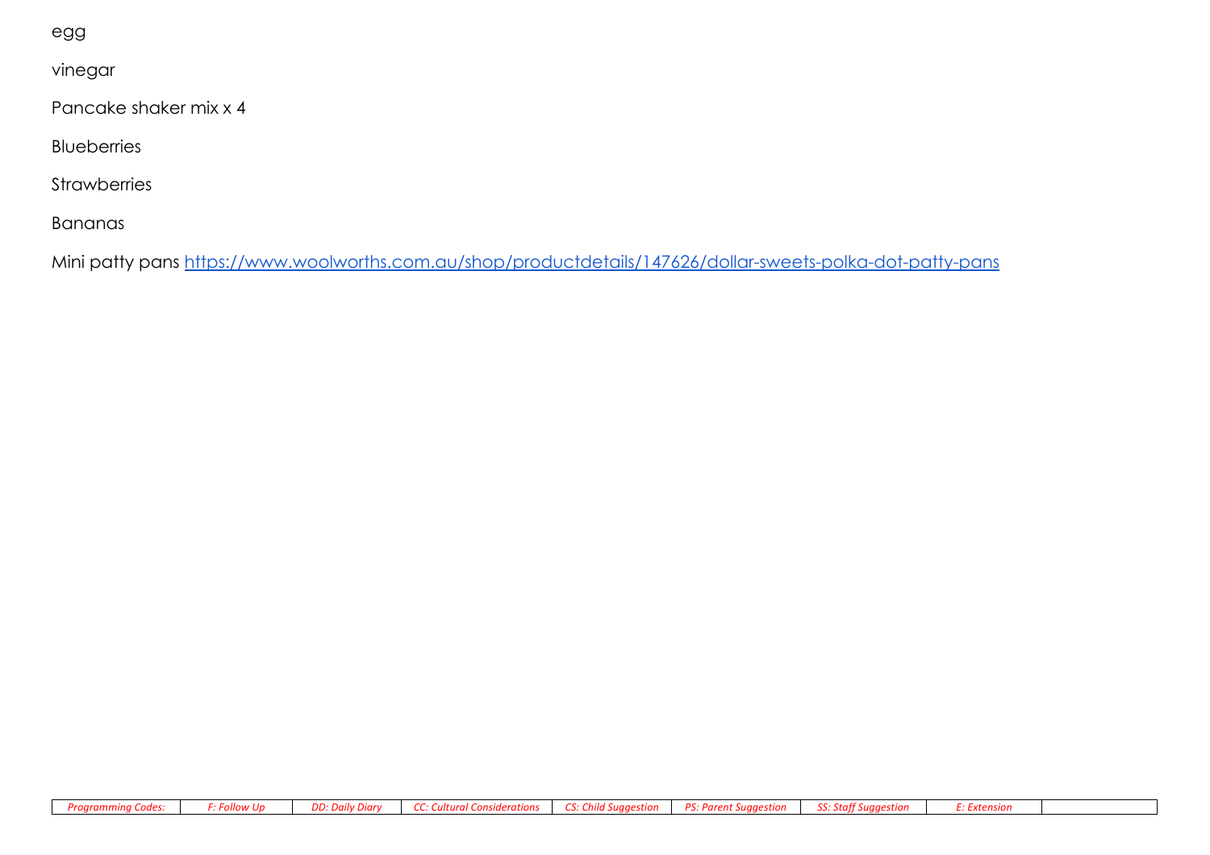egg

vinegar

Pancake shaker mix x 4

Blueberries

Strawberries

Bananas

Mini patty pans https://www.woolworths.com.au/shop/productdetails/147626/dollar-sweets-polka-dot-patty-pans